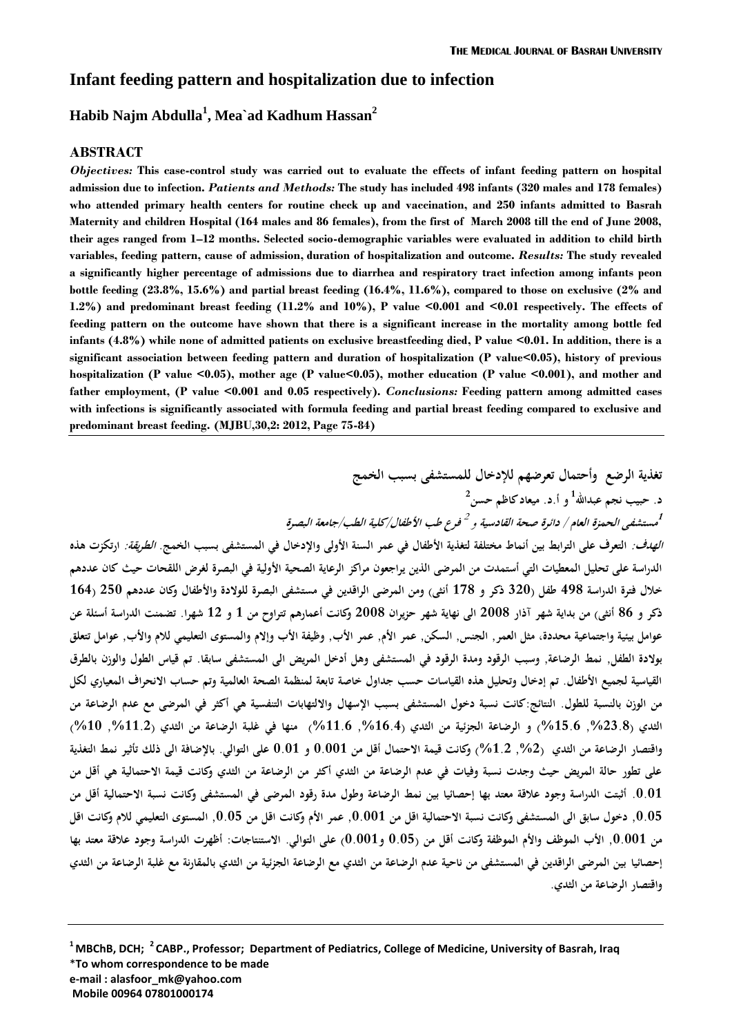# Infant feeding pattern and hospitalization due to infection

## Habib Najm Abdulla[1], Mea`ad Kadhum Hassan[2]

### ABSTRACT

***Objectives:*** **This case-control study was carried out to evaluate the effects of infant feeding pattern on hospital admission due to infection.** ***Patients and Methods:*** **The study has included 498 infants (320 males and 178 females) who attended primary health centers for routine check up and vaccination, and 250 infants admitted to Basrah Maternity and children Hospital (164 males and 86 females), from the first of March 2008 till the end of June 2008, their ages ranged from 1–12 months. Selected socio-demographic variables were evaluated in addition to child birth variables, feeding pattern, cause of admission, duration of hospitalization and outcome.** ***Results:*** **The study revealed a significantly higher percentage of admissions due to diarrhea and respiratory tract infection among infants peon bottle feeding (23.8%, 15.6%) and partial breast feeding (16.4%, 11.6%), compared to those on exclusive (2% and 1.2%) and predominant breast feeding (11.2% and 10%), P value <0.001 and <0.01 respectively. The effects of feeding pattern on the outcome have shown that there is a significant increase in the mortality among bottle fed infants (4.8%) while none of admitted patients on exclusive breastfeeding died, P value <0.01. In addition, there is a significant association between feeding pattern and duration of hospitalization (P value<0.05), history of previous hospitalization (P value <0.05), mother age (P value<0.05), mother education (P value <0.001), and mother and father employment, (P value <0.001 and 0.05 respectively).** ***Conclusions:*** **Feeding pattern among admitted cases with infections is significantly associated with formula feeding and partial breast feeding compared to exclusive and predominant breast feeding. (MJBU,30,2: 2012, Page 75-84)**

---

## تغذية الرضع وأحتمال تعرضهم للإدخال للمستشفى بسبب الخمج

### د. حبيب نجم عبدالله[1] و أ.د. ميعاد كاظم حسن[2]

*[1]مستشفى الحمزة العام / دائرة صحة القادسية و [2] فرع طب الأطفال/كلية الطب/جامعة البصرة*

***الهدف:*** **التعرف على الترابط بين أنماط مختلفة لتغذية الأطفال في عمر السنة الأولى والإدخال في المستشفى بسبب الخمج.** ***الطريقة:*** **ارتكزت هذه الدراسة على تحليل المعطيات التي أستمدت من المرضى الذين يراجعون مراكز الرعاية الصحية الأولية في البصرة لغرض اللقحات حيث كان عددهم خلال فترة الدراسة 498 طفل (320 ذكر و 178 أنثى) ومن المرضى الراقدين في مستشفى البصرة للولادة والأطفال وكان عددهم 250 (164 ذكر و 86 أنثى) من بداية شهر آذار 2008 الى نهاية شهر حزيران 2008 وكانت أعمارهم تتراوح من 1 و 12 شهرا. تضمنت الدراسة أسئلة عن عوامل بيئية واجتماعية محددة، مثل العمر, الجنس, السكن, عمر الأم, عمر الأب, وظيفة الأب والام والمستوى التعليمي للام والأب, عوامل تتعلق بولادة الطفل, نمط الرضاعة, وسبب الرقود ومدة الرقود في المستشفى وهل أدخل المريض الى المستشفى سابقا. تم قياس الطول والوزن بالطرق القياسية لجميع الأطفال. تم إدخال وتحليل هذه القياسات حسب جداول خاصة تابعة لمنظمة الصحة العالمية وتم حساب الانحراف المعياري لكل من الوزن بالنسبة للطول. النتائج:كانت نسبة دخول المستشفى بسبب الإسهال والالتهابات التنفسية هي أكثر في المرضى مع عدم الرضاعة من الثدي (23.8%, 15.6%) و الرضاعة الجزئية من الثدي (16.4%, 11.6%) منها في غلبة الرضاعة من الثدي (11.2%, 10%) واقتصار الرضاعة من الثدي (2%, 1.2%) وكانت قيمة الاحتمال أقل من 0.001 و 0.01 على التوالي. بالإضافة الى ذلك تأثير نمط التغذية على تطور حالة المريض حيث وجدت نسبة وفيات في عدم الرضاعة من الثدي أكثر من الرضاعة من الثدي وكانت قيمة الاحتمالية هي أقل من 0.01. أثبتت الدراسة وجود علاقة معتد بها إحصائيا بين نمط الرضاعة وطول مدة رقود المرضى في المستشفى وكانت نسبة الاحتمالية أقل من 0.05, دخول سابق الى المستشفى وكانت نسبة الاحتمالية اقل من 0.001, عمر الأم وكانت اقل من 0.05, المستوى التعليمي للام وكانت اقل من 0.001, الأب الموظف والأم الموظفة وكانت أقل من (0.05 و0.001) على التوالي. الاستنتاجات: أظهرت الدراسة وجود علاقة معتد بها إحصائيا بين المرضى الراقدين في المستشفى من ناحية عدم الرضاعة من الثدي مع الرضاعة الجزئية من الثدي بالمقارنة مع غلبة الرضاعة من الثدي واقتصار الرضاعة من الثدي.**

---

[1] **MBChB, DCH;** [2] **CABP., Professor; Department of Pediatrics, College of Medicine, University of Basrah, Iraq**
**\*To whom correspondence to be made**
**e-mail : alasfoor_mk@yahoo.com**
**Mobile 00964 07801000174**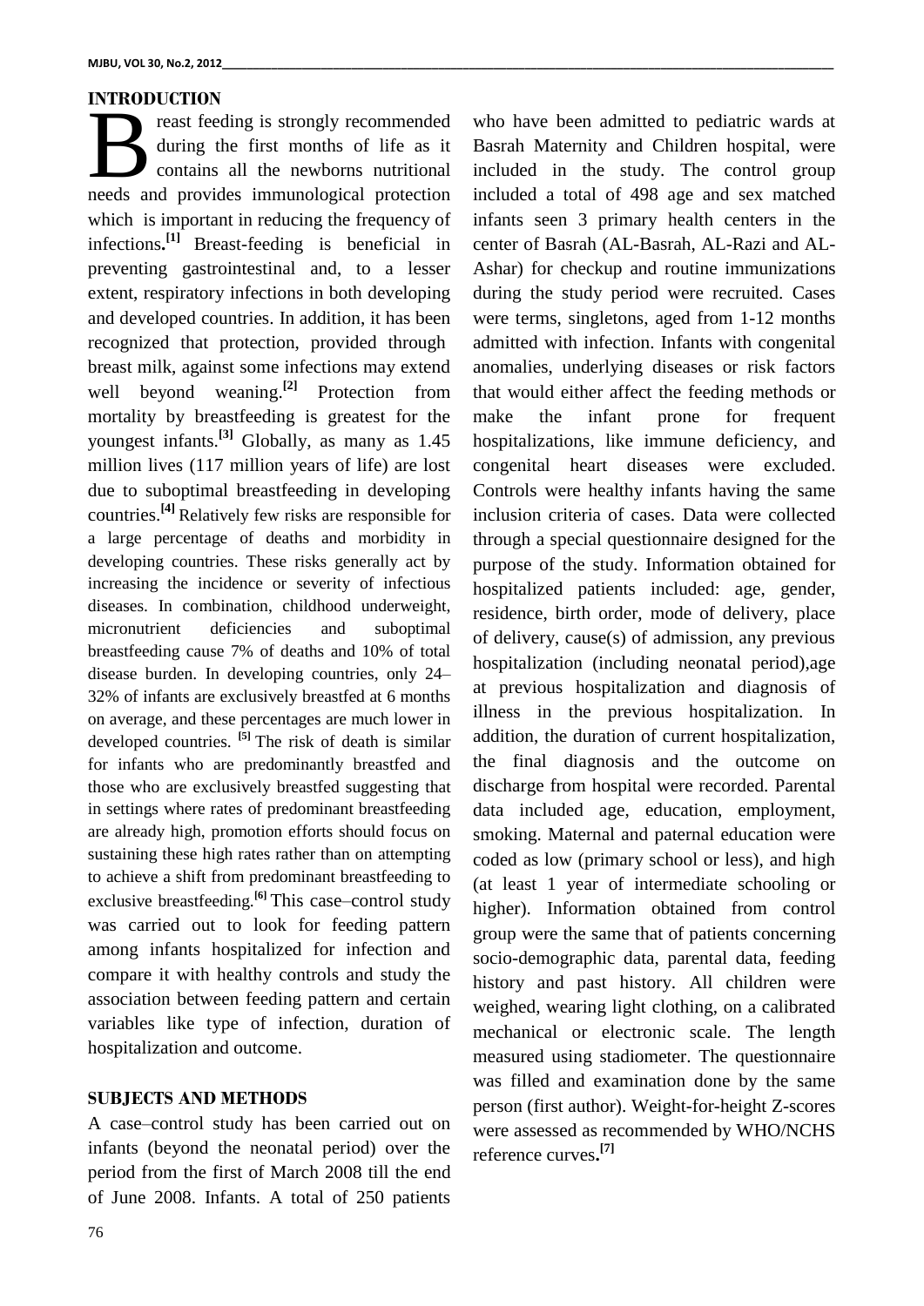## INTRODUCTION

Breast feeding is strongly recommended during the first months of life as it contains all the newborns nutritional needs and provides immunological protection which is important in reducing the frequency of infections.[1] Breast-feeding is beneficial in preventing gastrointestinal and, to a lesser extent, respiratory infections in both developing and developed countries. In addition, it has been recognized that protection, provided through breast milk, against some infections may extend well beyond weaning.[2] Protection from mortality by breastfeeding is greatest for the youngest infants.[3] Globally, as many as 1.45 million lives (117 million years of life) are lost due to suboptimal breastfeeding in developing countries.[4] Relatively few risks are responsible for a large percentage of deaths and morbidity in developing countries. These risks generally act by increasing the incidence or severity of infectious diseases. In combination, childhood underweight, micronutrient deficiencies and suboptimal breastfeeding cause 7% of deaths and 10% of total disease burden. In developing countries, only 24–32% of infants are exclusively breastfed at 6 months on average, and these percentages are much lower in developed countries. [5] The risk of death is similar for infants who are predominantly breastfed and those who are exclusively breastfed suggesting that in settings where rates of predominant breastfeeding are already high, promotion efforts should focus on sustaining these high rates rather than on attempting to achieve a shift from predominant breastfeeding to exclusive breastfeeding.[6] This case–control study was carried out to look for feeding pattern among infants hospitalized for infection and compare it with healthy controls and study the association between feeding pattern and certain variables like type of infection, duration of hospitalization and outcome.

## SUBJECTS AND METHODS

A case–control study has been carried out on infants (beyond the neonatal period) over the period from the first of March 2008 till the end of June 2008. Infants. A total of 250 patients who have been admitted to pediatric wards at Basrah Maternity and Children hospital, were included in the study. The control group included a total of 498 age and sex matched infants seen 3 primary health centers in the center of Basrah (AL-Basrah, AL-Razi and AL-Ashar) for checkup and routine immunizations during the study period were recruited. Cases were terms, singletons, aged from 1-12 months admitted with infection. Infants with congenital anomalies, underlying diseases or risk factors that would either affect the feeding methods or make the infant prone for frequent hospitalizations, like immune deficiency, and congenital heart diseases were excluded. Controls were healthy infants having the same inclusion criteria of cases. Data were collected through a special questionnaire designed for the purpose of the study. Information obtained for hospitalized patients included: age, gender, residence, birth order, mode of delivery, place of delivery, cause(s) of admission, any previous hospitalization (including neonatal period),age at previous hospitalization and diagnosis of illness in the previous hospitalization. In addition, the duration of current hospitalization, the final diagnosis and the outcome on discharge from hospital were recorded. Parental data included age, education, employment, smoking. Maternal and paternal education were coded as low (primary school or less), and high (at least 1 year of intermediate schooling or higher). Information obtained from control group were the same that of patients concerning socio-demographic data, parental data, feeding history and past history. All children were weighed, wearing light clothing, on a calibrated mechanical or electronic scale. The length measured using stadiometer. The questionnaire was filled and examination done by the same person (first author). Weight-for-height Z-scores were assessed as recommended by WHO/NCHS reference curves.[7]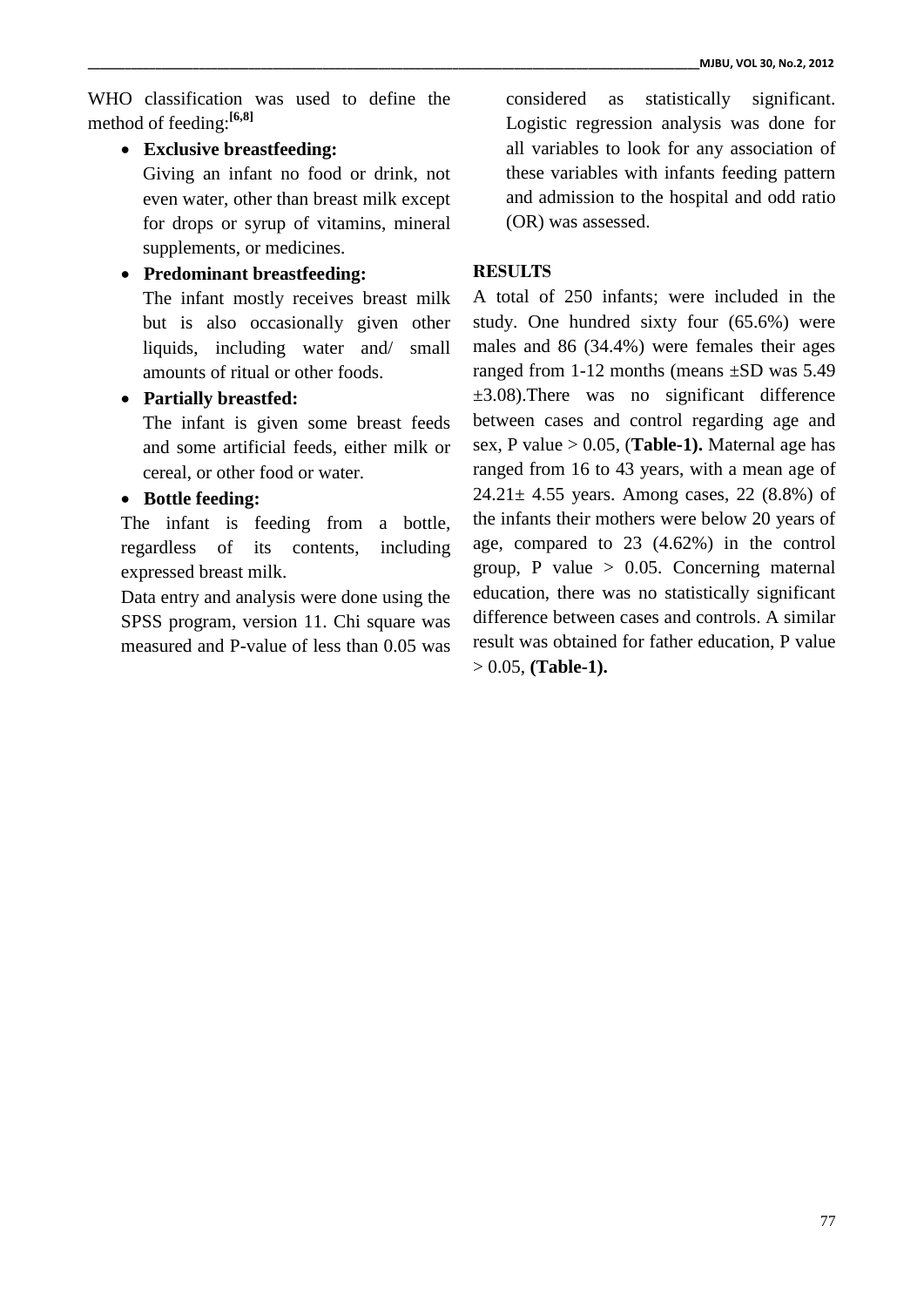WHO classification was used to define the method of feeding:[6,8]

- **Exclusive breastfeeding:**
  Giving an infant no food or drink, not even water, other than breast milk except for drops or syrup of vitamins, mineral supplements, or medicines.
- **Predominant breastfeeding:**
  The infant mostly receives breast milk but is also occasionally given other liquids, including water and/ small amounts of ritual or other foods.
- **Partially breastfed:**
  The infant is given some breast feeds and some artificial feeds, either milk or cereal, or other food or water.
- **Bottle feeding:**

The infant is feeding from a bottle, regardless of its contents, including expressed breast milk.

Data entry and analysis were done using the SPSS program, version 11. Chi square was measured and P-value of less than 0.05 was considered as statistically significant. Logistic regression analysis was done for all variables to look for any association of these variables with infants feeding pattern and admission to the hospital and odd ratio (OR) was assessed.

## RESULTS

A total of 250 infants; were included in the study. One hundred sixty four (65.6%) were males and 86 (34.4%) were females their ages ranged from 1-12 months (means ±SD was 5.49 ±3.08).There was no significant difference between cases and control regarding age and sex, P value > 0.05, (**Table-1).** Maternal age has ranged from 16 to 43 years, with a mean age of 24.21± 4.55 years. Among cases, 22 (8.8%) of the infants their mothers were below 20 years of age, compared to 23 (4.62%) in the control group, P value > 0.05. Concerning maternal education, there was no statistically significant difference between cases and controls. A similar result was obtained for father education, P value > 0.05, **(Table-1).**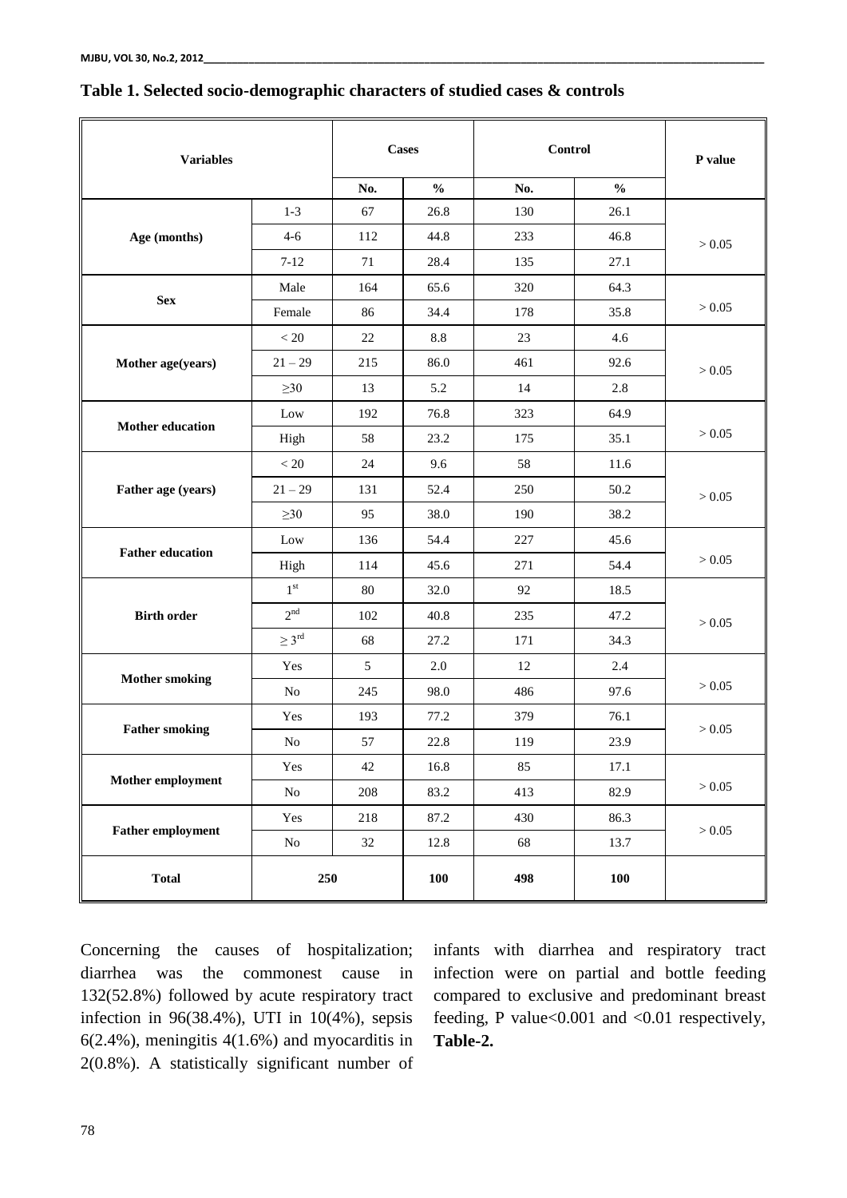**Table 1. Selected socio-demographic characters of studied cases & controls**

| Variables | | Cases | | Control | | P value |
|---|---|---|---|---|---|---|
| | | No. | % | No. | % | |
| Age (months) | 1-3 | 67 | 26.8 | 130 | 26.1 | > 0.05 |
| | 4-6 | 112 | 44.8 | 233 | 46.8 | |
| | 7-12 | 71 | 28.4 | 135 | 27.1 | |
| Sex | Male | 164 | 65.6 | 320 | 64.3 | > 0.05 |
| | Female | 86 | 34.4 | 178 | 35.8 | |
| Mother age(years) | < 20 | 22 | 8.8 | 23 | 4.6 | > 0.05 |
| | 21 – 29 | 215 | 86.0 | 461 | 92.6 | |
| | ≥30 | 13 | 5.2 | 14 | 2.8 | |
| Mother education | Low | 192 | 76.8 | 323 | 64.9 | > 0.05 |
| | High | 58 | 23.2 | 175 | 35.1 | |
| Father age (years) | < 20 | 24 | 9.6 | 58 | 11.6 | > 0.05 |
| | 21 – 29 | 131 | 52.4 | 250 | 50.2 | |
| | ≥30 | 95 | 38.0 | 190 | 38.2 | |
| Father education | Low | 136 | 54.4 | 227 | 45.6 | > 0.05 |
| | High | 114 | 45.6 | 271 | 54.4 | |
| Birth order | 1st | 80 | 32.0 | 92 | 18.5 | > 0.05 |
| | 2nd | 102 | 40.8 | 235 | 47.2 | |
| | ≥ 3rd | 68 | 27.2 | 171 | 34.3 | |
| Mother smoking | Yes | 5 | 2.0 | 12 | 2.4 | > 0.05 |
| | No | 245 | 98.0 | 486 | 97.6 | |
| Father smoking | Yes | 193 | 77.2 | 379 | 76.1 | > 0.05 |
| | No | 57 | 22.8 | 119 | 23.9 | |
| Mother employment | Yes | 42 | 16.8 | 85 | 17.1 | > 0.05 |
| | No | 208 | 83.2 | 413 | 82.9 | |
| Father employment | Yes | 218 | 87.2 | 430 | 86.3 | > 0.05 |
| | No | 32 | 12.8 | 68 | 13.7 | |
| Total | 250 | | 100 | 498 | 100 | |

Concerning the causes of hospitalization; diarrhea was the commonest cause in 132(52.8%) followed by acute respiratory tract infection in 96(38.4%), UTI in 10(4%), sepsis 6(2.4%), meningitis 4(1.6%) and myocarditis in 2(0.8%). A statistically significant number of infants with diarrhea and respiratory tract infection were on partial and bottle feeding compared to exclusive and predominant breast feeding, P value<0.001 and <0.01 respectively, **Table-2.**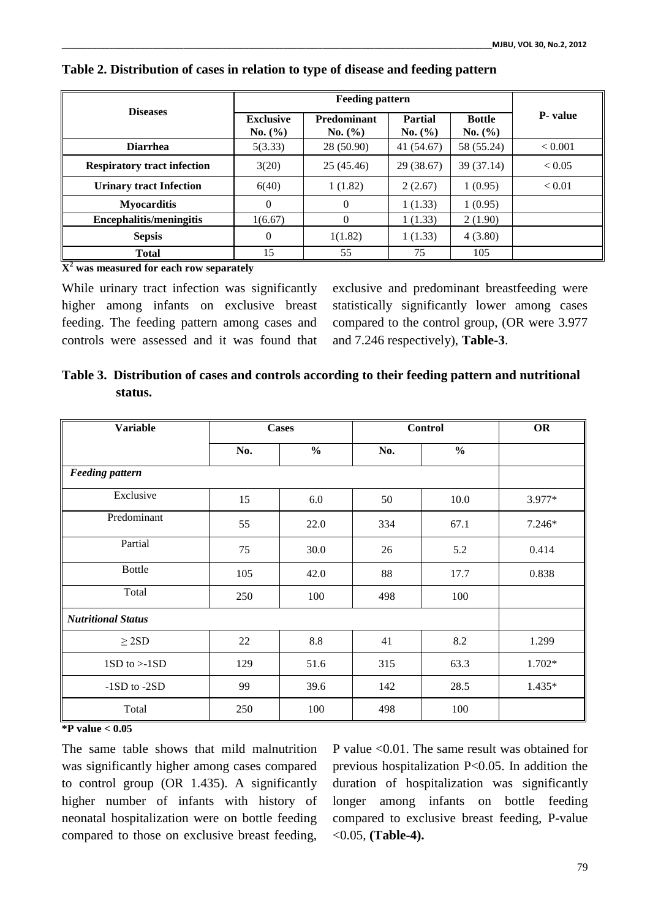**Table 2. Distribution of cases in relation to type of disease and feeding pattern**

| Diseases | Feeding pattern | | | | P- value |
|---|---|---|---|---|---|
| | Exclusive No. (%) | Predominant No. (%) | Partial No. (%) | Bottle No. (%) | |
| **Diarrhea** | 5(3.33) | 28 (50.90) | 41 (54.67) | 58 (55.24) | < 0.001 |
| **Respiratory tract infection** | 3(20) | 25 (45.46) | 29 (38.67) | 39 (37.14) | < 0.05 |
| **Urinary tract Infection** | 6(40) | 1 (1.82) | 2 (2.67) | 1 (0.95) | < 0.01 |
| **Myocarditis** | 0 | 0 | 1 (1.33) | 1 (0.95) | |
| **Encephalitis/meningitis** | 1(6.67) | 0 | 1 (1.33) | 2 (1.90) | |
| **Sepsis** | 0 | 1(1.82) | 1 (1.33) | 4 (3.80) | |
| **Total** | 15 | 55 | 75 | 105 | |

**$X^2$ was measured for each row separately**

While urinary tract infection was significantly higher among infants on exclusive breast feeding. The feeding pattern among cases and controls were assessed and it was found that exclusive and predominant breastfeeding were statistically significantly lower among cases compared to the control group, (OR were 3.977 and 7.246 respectively), **Table-3**.

**Table 3. Distribution of cases and controls according to their feeding pattern and nutritional status.**

| Variable | Cases | | Control | | OR |
|---|---|---|---|---|---|
| | No. | % | No. | % | |
| ***Feeding pattern*** | | | | | |
| Exclusive | 15 | 6.0 | 50 | 10.0 | 3.977* |
| Predominant | 55 | 22.0 | 334 | 67.1 | 7.246* |
| Partial | 75 | 30.0 | 26 | 5.2 | 0.414 |
| Bottle | 105 | 42.0 | 88 | 17.7 | 0.838 |
| Total | 250 | 100 | 498 | 100 | |
| ***Nutritional Status*** | | | | | |
| ≥ 2SD | 22 | 8.8 | 41 | 8.2 | 1.299 |
| 1SD to >-1SD | 129 | 51.6 | 315 | 63.3 | 1.702* |
| -1SD to -2SD | 99 | 39.6 | 142 | 28.5 | 1.435* |
| Total | 250 | 100 | 498 | 100 | |

**\*P value < 0.05**

The same table shows that mild malnutrition was significantly higher among cases compared to control group (OR 1.435). A significantly higher number of infants with history of neonatal hospitalization were on bottle feeding compared to those on exclusive breast feeding, P value <0.01. The same result was obtained for previous hospitalization P<0.05. In addition the duration of hospitalization was significantly longer among infants on bottle feeding compared to exclusive breast feeding, P-value <0.05, **(Table-4).**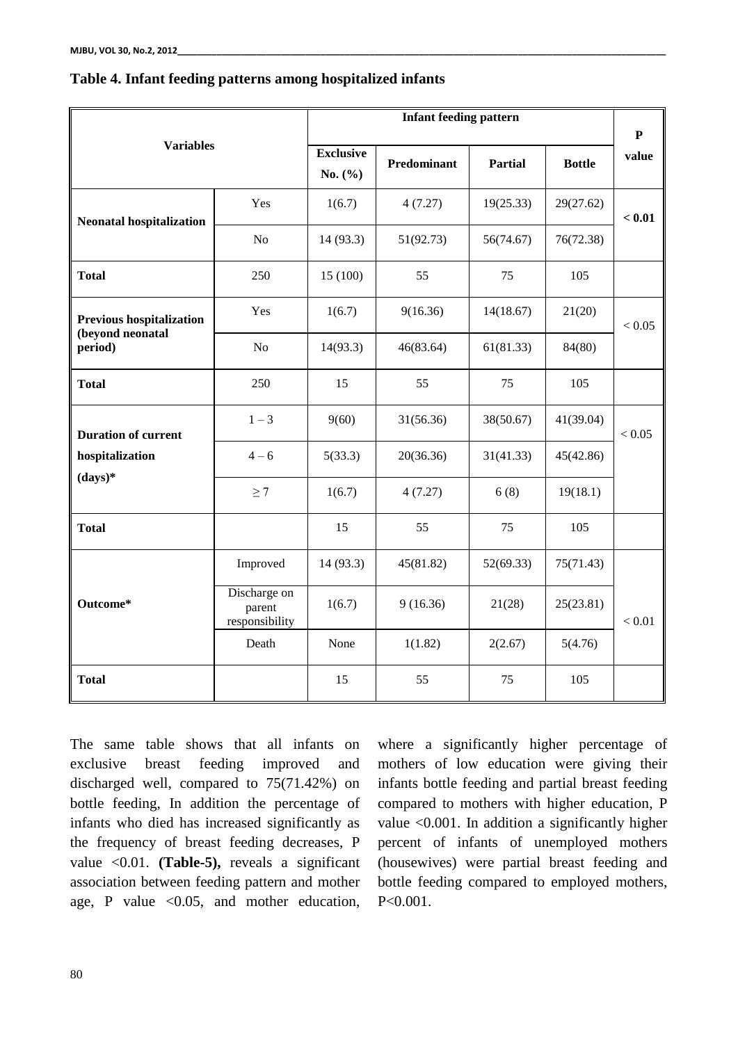**Table 4. Infant feeding patterns among hospitalized infants**

| Variables | | Infant feeding pattern | | | | P value |
|---|---|---|---|---|---|---|
| | | Exclusive No. (%) | Predominant | Partial | Bottle | |
| **Neonatal hospitalization** | Yes | 1(6.7) | 4 (7.27) | 19(25.33) | 29(27.62) | **< 0.01** |
| | No | 14 (93.3) | 51(92.73) | 56(74.67) | 76(72.38) | |
| **Total** | 250 | 15 (100) | 55 | 75 | 105 | |
| **Previous hospitalization (beyond neonatal period)** | Yes | 1(6.7) | 9(16.36) | 14(18.67) | 21(20) | < 0.05 |
| | No | 14(93.3) | 46(83.64) | 61(81.33) | 84(80) | |
| **Total** | 250 | 15 | 55 | 75 | 105 | |
| **Duration of current hospitalization (days)*** | 1 – 3 | 9(60) | 31(56.36) | 38(50.67) | 41(39.04) | < 0.05 |
| | 4 – 6 | 5(33.3) | 20(36.36) | 31(41.33) | 45(42.86) | |
| | ≥ 7 | 1(6.7) | 4 (7.27) | 6 (8) | 19(18.1) | |
| **Total** | | 15 | 55 | 75 | 105 | |
| **Outcome*** | Improved | 14 (93.3) | 45(81.82) | 52(69.33) | 75(71.43) | < 0.01 |
| | Discharge on parent responsibility | 1(6.7) | 9 (16.36) | 21(28) | 25(23.81) | |
| | Death | None | 1(1.82) | 2(2.67) | 5(4.76) | |
| **Total** | | 15 | 55 | 75 | 105 | |

The same table shows that all infants on exclusive breast feeding improved and discharged well, compared to 75(71.42%) on bottle feeding, In addition the percentage of infants who died has increased significantly as the frequency of breast feeding decreases, P value <0.01. **(Table-5),** reveals a significant association between feeding pattern and mother age, P value <0.05, and mother education, where a significantly higher percentage of mothers of low education were giving their infants bottle feeding and partial breast feeding compared to mothers with higher education, P value <0.001. In addition a significantly higher percent of infants of unemployed mothers (housewives) were partial breast feeding and bottle feeding compared to employed mothers, P<0.001.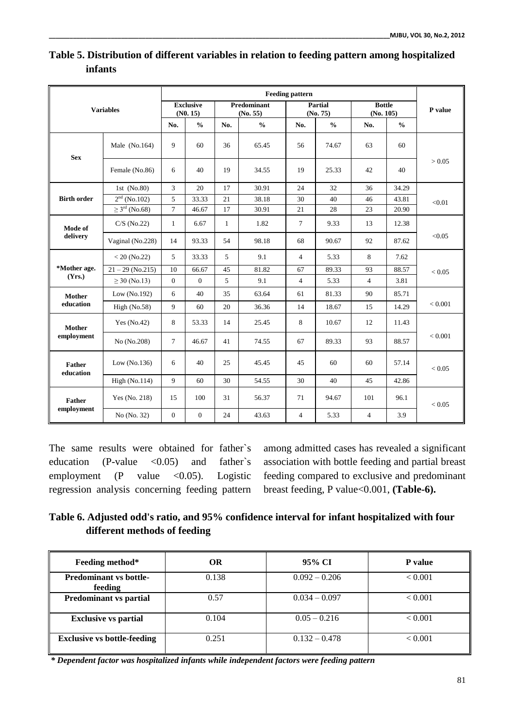**Table 5. Distribution of different variables in relation to feeding pattern among hospitalized infants**

| Variables | | Feeding pattern | | | | | | | | P value |
|---|---|---|---|---|---|---|---|---|---|---|
| | | Exclusive (N0. 15) | | Predominant (No. 55) | | Partial (No. 75) | | Bottle (No. 105) | | |
| | | No. | % | No. | % | No. | % | No. | % | |
| Sex | Male (No.164) | 9 | 60 | 36 | 65.45 | 56 | 74.67 | 63 | 60 | > 0.05 |
| | Female (No.86) | 6 | 40 | 19 | 34.55 | 19 | 25.33 | 42 | 40 | |
| Birth order | 1st (No.80) | 3 | 20 | 17 | 30.91 | 24 | 32 | 36 | 34.29 | <0.01 |
| | 2nd (No.102) | 5 | 33.33 | 21 | 38.18 | 30 | 40 | 46 | 43.81 | |
| | ≥ 3rd (No.68) | 7 | 46.67 | 17 | 30.91 | 21 | 28 | 23 | 20.90 | |
| Mode of delivery | C/S (No.22) | 1 | 6.67 | 1 | 1.82 | 7 | 9.33 | 13 | 12.38 | <0.05 |
| | Vaginal (No.228) | 14 | 93.33 | 54 | 98.18 | 68 | 90.67 | 92 | 87.62 | |
| *Mother age. (Yrs.) | < 20 (No.22) | 5 | 33.33 | 5 | 9.1 | 4 | 5.33 | 8 | 7.62 | < 0.05 |
| | 21 – 29 (No.215) | 10 | 66.67 | 45 | 81.82 | 67 | 89.33 | 93 | 88.57 | |
| | ≥ 30 (No.13) | 0 | 0 | 5 | 9.1 | 4 | 5.33 | 4 | 3.81 | |
| Mother education | Low (No.192) | 6 | 40 | 35 | 63.64 | 61 | 81.33 | 90 | 85.71 | < 0.001 |
| | High (No.58) | 9 | 60 | 20 | 36.36 | 14 | 18.67 | 15 | 14.29 | |
| Mother employment | Yes (No.42) | 8 | 53.33 | 14 | 25.45 | 8 | 10.67 | 12 | 11.43 | < 0.001 |
| | No (No.208) | 7 | 46.67 | 41 | 74.55 | 67 | 89.33 | 93 | 88.57 | |
| Father education | Low (No.136) | 6 | 40 | 25 | 45.45 | 45 | 60 | 60 | 57.14 | < 0.05 |
| | High (No.114) | 9 | 60 | 30 | 54.55 | 30 | 40 | 45 | 42.86 | |
| Father employment | Yes (No. 218) | 15 | 100 | 31 | 56.37 | 71 | 94.67 | 101 | 96.1 | < 0.05 |
| | No (No. 32) | 0 | 0 | 24 | 43.63 | 4 | 5.33 | 4 | 3.9 | |

The same results were obtained for father`s education (P-value <0.05) and father`s employment (P value <0.05). Logistic regression analysis concerning feeding pattern among admitted cases has revealed a significant association with bottle feeding and partial breast feeding compared to exclusive and predominant breast feeding, P value<0.001, **(Table-6).**

**Table 6. Adjusted odd's ratio, and 95% confidence interval for infant hospitalized with four different methods of feeding**

| Feeding method* | OR | 95% CI | P value |
|---|---|---|---|
| **Predominant vs bottle-feeding** | 0.138 | 0.092 – 0.206 | < 0.001 |
| **Predominant vs partial** | 0.57 | 0.034 – 0.097 | < 0.001 |
| **Exclusive vs partial** | 0.104 | 0.05 – 0.216 | < 0.001 |
| **Exclusive vs bottle-feeding** | 0.251 | 0.132 – 0.478 | < 0.001 |

***\* Dependent factor was hospitalized infants while independent factors were feeding pattern***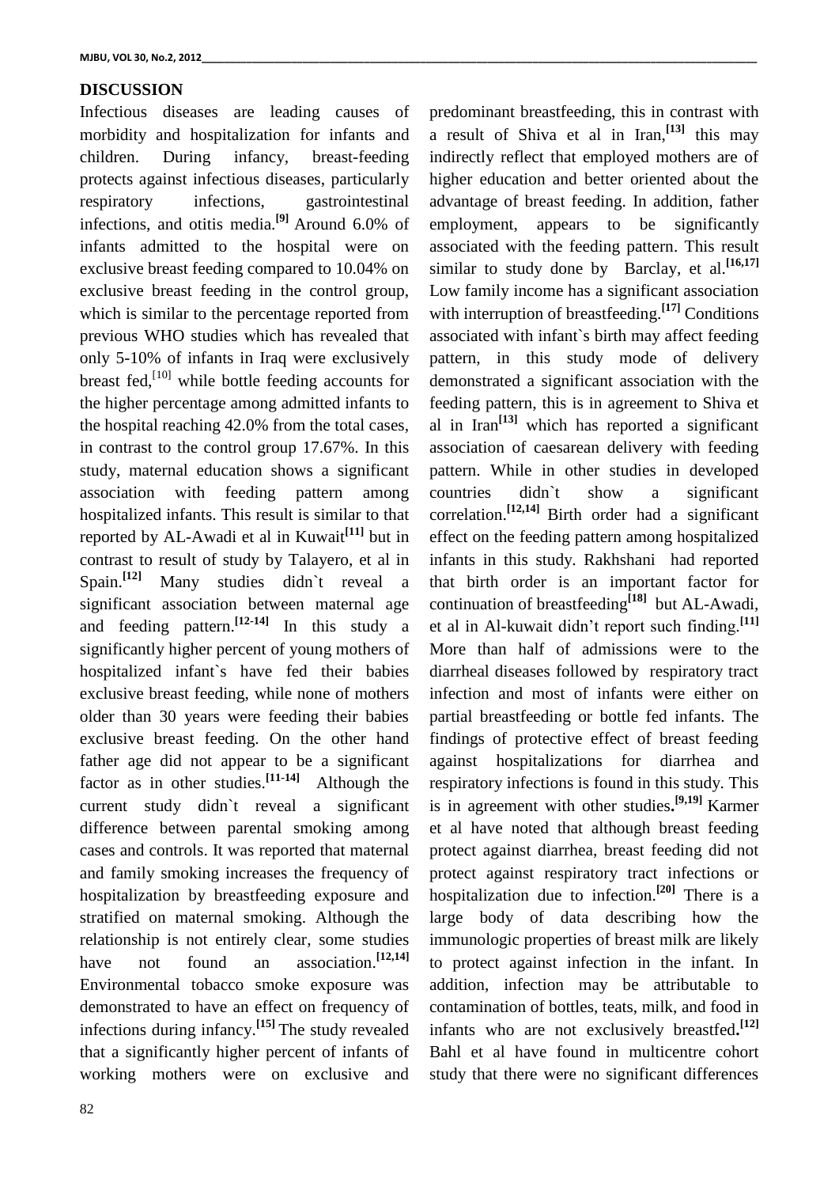## DISCUSSION

Infectious diseases are leading causes of morbidity and hospitalization for infants and children. During infancy, breast-feeding protects against infectious diseases, particularly respiratory infections, gastrointestinal infections, and otitis media.[9] Around 6.0% of infants admitted to the hospital were on exclusive breast feeding compared to 10.04% on exclusive breast feeding in the control group, which is similar to the percentage reported from previous WHO studies which has revealed that only 5-10% of infants in Iraq were exclusively breast fed,[10] while bottle feeding accounts for the higher percentage among admitted infants to the hospital reaching 42.0% from the total cases, in contrast to the control group 17.67%. In this study, maternal education shows a significant association with feeding pattern among hospitalized infants. This result is similar to that reported by AL-Awadi et al in Kuwait[11] but in contrast to result of study by Talayero, et al in Spain.[12] Many studies didn`t reveal a significant association between maternal age and feeding pattern.[12-14] In this study a significantly higher percent of young mothers of hospitalized infant`s have fed their babies exclusive breast feeding, while none of mothers older than 30 years were feeding their babies exclusive breast feeding. On the other hand father age did not appear to be a significant factor as in other studies.[11-14] Although the current study didn`t reveal a significant difference between parental smoking among cases and controls. It was reported that maternal and family smoking increases the frequency of hospitalization by breastfeeding exposure and stratified on maternal smoking. Although the relationship is not entirely clear, some studies have not found an association.[12,14] Environmental tobacco smoke exposure was demonstrated to have an effect on frequency of infections during infancy.[15] The study revealed that a significantly higher percent of infants of working mothers were on exclusive and predominant breastfeeding, this in contrast with a result of Shiva et al in Iran,[13] this may indirectly reflect that employed mothers are of higher education and better oriented about the advantage of breast feeding. In addition, father employment, appears to be significantly associated with the feeding pattern. This result similar to study done by Barclay, et al.[16,17] Low family income has a significant association with interruption of breastfeeding.[17] Conditions associated with infant`s birth may affect feeding pattern, in this study mode of delivery demonstrated a significant association with the feeding pattern, this is in agreement to Shiva et al in Iran[13] which has reported a significant association of caesarean delivery with feeding pattern. While in other studies in developed countries didn`t show a significant correlation.[12,14] Birth order had a significant effect on the feeding pattern among hospitalized infants in this study. Rakhshani had reported that birth order is an important factor for continuation of breastfeeding[18] but AL-Awadi, et al in Al-kuwait didn't report such finding.[11] More than half of admissions were to the diarrheal diseases followed by respiratory tract infection and most of infants were either on partial breastfeeding or bottle fed infants. The findings of protective effect of breast feeding against hospitalizations for diarrhea and respiratory infections is found in this study. This is in agreement with other studies.[9,19] Karmer et al have noted that although breast feeding protect against diarrhea, breast feeding did not protect against respiratory tract infections or hospitalization due to infection.[20] There is a large body of data describing how the immunologic properties of breast milk are likely to protect against infection in the infant. In addition, infection may be attributable to contamination of bottles, teats, milk, and food in infants who are not exclusively breastfed.[12] Bahl et al have found in multicentre cohort study that there were no significant differences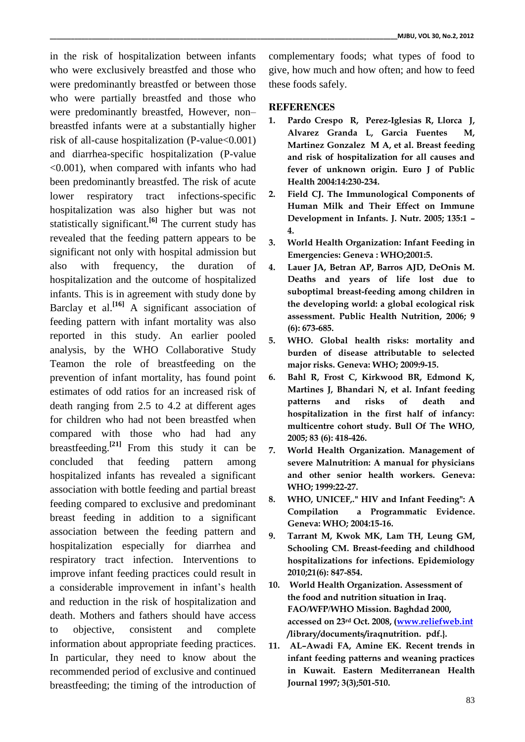in the risk of hospitalization between infants who were exclusively breastfed and those who were predominantly breastfed or between those who were partially breastfed and those who were predominantly breastfed, However, non–breastfed infants were at a substantially higher risk of all-cause hospitalization (P-value<0.001) and diarrhea-specific hospitalization (P-value <0.001), when compared with infants who had been predominantly breastfed. The risk of acute lower respiratory tract infections-specific hospitalization was also higher but was not statistically significant.[6] The current study has revealed that the feeding pattern appears to be significant not only with hospital admission but also with frequency, the duration of hospitalization and the outcome of hospitalized infants. This is in agreement with study done by Barclay et al.[16] A significant association of feeding pattern with infant mortality was also reported in this study. An earlier pooled analysis, by the WHO Collaborative Study Teamon the role of breastfeeding on the prevention of infant mortality, has found point estimates of odd ratios for an increased risk of death ranging from 2.5 to 4.2 at different ages for children who had not been breastfed when compared with those who had had any breastfeeding.[21] From this study it can be concluded that feeding pattern among hospitalized infants has revealed a significant association with bottle feeding and partial breast feeding compared to exclusive and predominant breast feeding in addition to a significant association between the feeding pattern and hospitalization especially for diarrhea and respiratory tract infection. Interventions to improve infant feeding practices could result in a considerable improvement in infant's health and reduction in the risk of hospitalization and death. Mothers and fathers should have access to objective, consistent and complete information about appropriate feeding practices. In particular, they need to know about the recommended period of exclusive and continued breastfeeding; the timing of the introduction of complementary foods; what types of food to give, how much and how often; and how to feed these foods safely.

## REFERENCES

1. **Pardo Crespo R, Perez-Iglesias R, Llorca J, Alvarez Granda L, Garcia Fuentes M, Martinez Gonzalez M A, et al. Breast feeding and risk of hospitalization for all causes and fever of unknown origin. Euro J of Public Health 2004:14:230-234.**
2. **Field CJ. The Immunological Components of Human Milk and Their Effect on Immune Development in Infants. J. Nutr. 2005; 135:1 – 4.**
3. **World Health Organization: Infant Feeding in Emergencies: Geneva : WHO;2001:5.**
4. **Lauer JA, Betran AP, Barros AJD, DeOnis M. Deaths and years of life lost due to suboptimal breast-feeding among children in the developing world: a global ecological risk assessment. Public Health Nutrition, 2006; 9 (6): 673-685.**
5. **WHO. Global health risks: mortality and burden of disease attributable to selected major risks. Geneva: WHO; 2009:9-15.**
6. **Bahl R, Frost C, Kirkwood BR, Edmond K, Martines J, Bhandari N, et al. Infant feeding patterns and risks of death and hospitalization in the first half of infancy: multicentre cohort study. Bull Of The WHO, 2005; 83 (6): 418-426.**
7. **World Health Organization. Management of severe Malnutrition: A manual for physicians and other senior health workers. Geneva: WHO; 1999:22-27.**
8. **WHO, UNICEF,." HIV and Infant Feeding": A Compilation a Programmatic Evidence. Geneva: WHO; 2004:15-16.**
9. **Tarrant M, Kwok MK, Lam TH, Leung GM, Schooling CM. Breast-feeding and childhood hospitalizations for infections. Epidemiology 2010;21(6): 847-854.**
10. **World Health Organization. Assessment of the food and nutrition situation in Iraq. FAO/WFP/WHO Mission. Baghdad 2000, accessed on 23rd Oct. 2008, (www.reliefweb.int /library/documents/iraqnutrition. pdf.}.**
11. **AL–Awadi FA, Amine EK. Recent trends in infant feeding patterns and weaning practices in Kuwait. Eastern Mediterranean Health Journal 1997; 3(3);501-510.**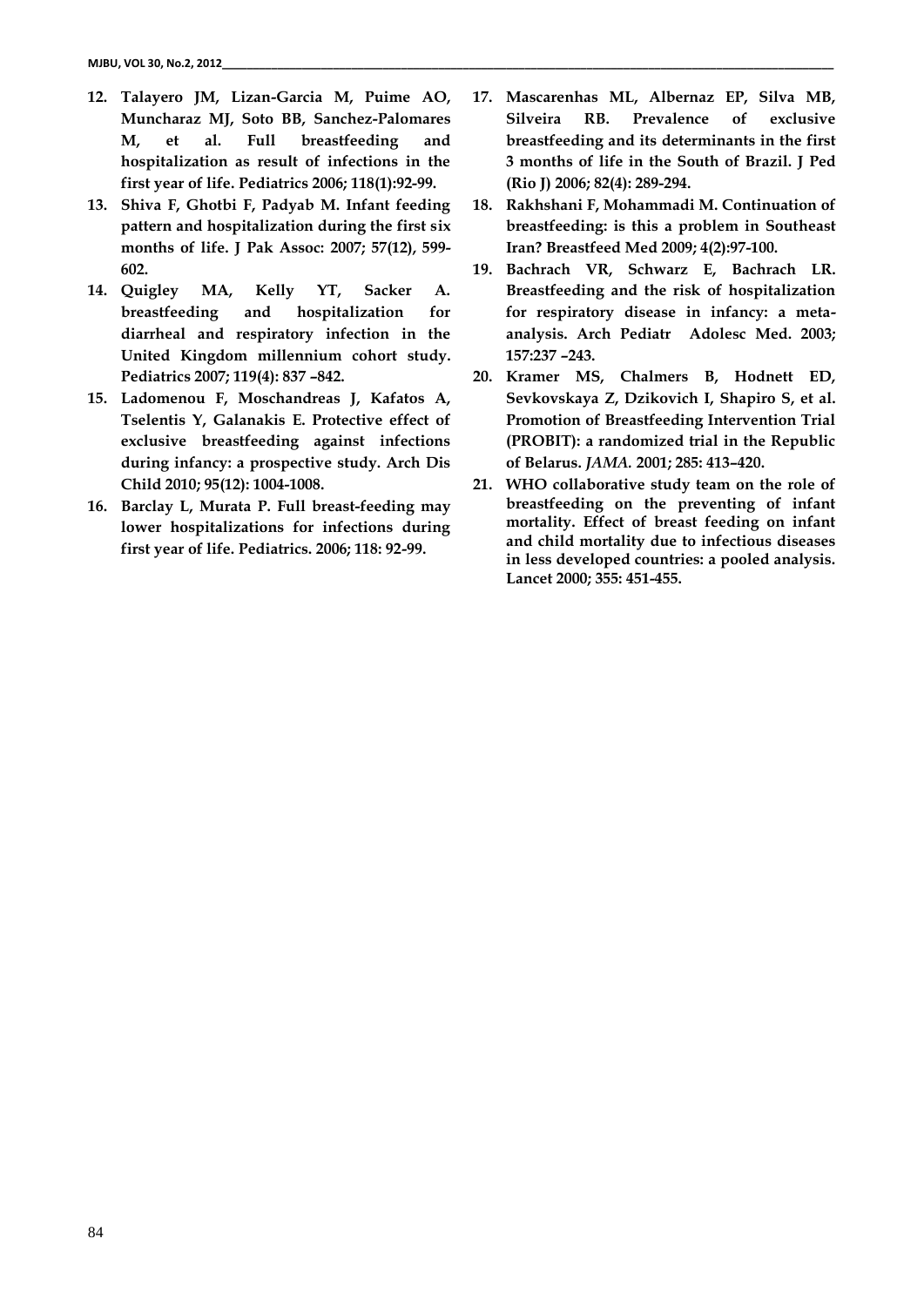12. Talayero JM, Lizan-Garcia M, Puime AO, Muncharaz MJ, Soto BB, Sanchez-Palomares M, et al. Full breastfeeding and hospitalization as result of infections in the first year of life. Pediatrics 2006; 118(1):92-99.
13. Shiva F, Ghotbi F, Padyab M. Infant feeding pattern and hospitalization during the first six months of life. J Pak Assoc: 2007; 57(12), 599-602.
14. Quigley MA, Kelly YT, Sacker A. breastfeeding and hospitalization for diarrheal and respiratory infection in the United Kingdom millennium cohort study. Pediatrics 2007; 119(4): 837 –842.
15. Ladomenou F, Moschandreas J, Kafatos A, Tselentis Y, Galanakis E. Protective effect of exclusive breastfeeding against infections during infancy: a prospective study. Arch Dis Child 2010; 95(12): 1004-1008.
16. Barclay L, Murata P. Full breast-feeding may lower hospitalizations for infections during first year of life. Pediatrics. 2006; 118: 92-99.
17. Mascarenhas ML, Albernaz EP, Silva MB, Silveira RB. Prevalence of exclusive breastfeeding and its determinants in the first 3 months of life in the South of Brazil. J Ped (Rio J) 2006; 82(4): 289-294.
18. Rakhshani F, Mohammadi M. Continuation of breastfeeding: is this a problem in Southeast Iran? Breastfeed Med 2009; 4(2):97-100.
19. Bachrach VR, Schwarz E, Bachrach LR. Breastfeeding and the risk of hospitalization for respiratory disease in infancy: a meta-analysis. Arch Pediatr Adolesc Med. 2003; 157:237 –243.
20. Kramer MS, Chalmers B, Hodnett ED, Sevkovskaya Z, Dzikovich I, Shapiro S, et al. Promotion of Breastfeeding Intervention Trial (PROBIT): a randomized trial in the Republic of Belarus. *JAMA.* 2001; 285: 413–420.
21. WHO collaborative study team on the role of breastfeeding on the preventing of infant mortality. Effect of breast feeding on infant and child mortality due to infectious diseases in less developed countries: a pooled analysis. Lancet 2000; 355: 451-455.